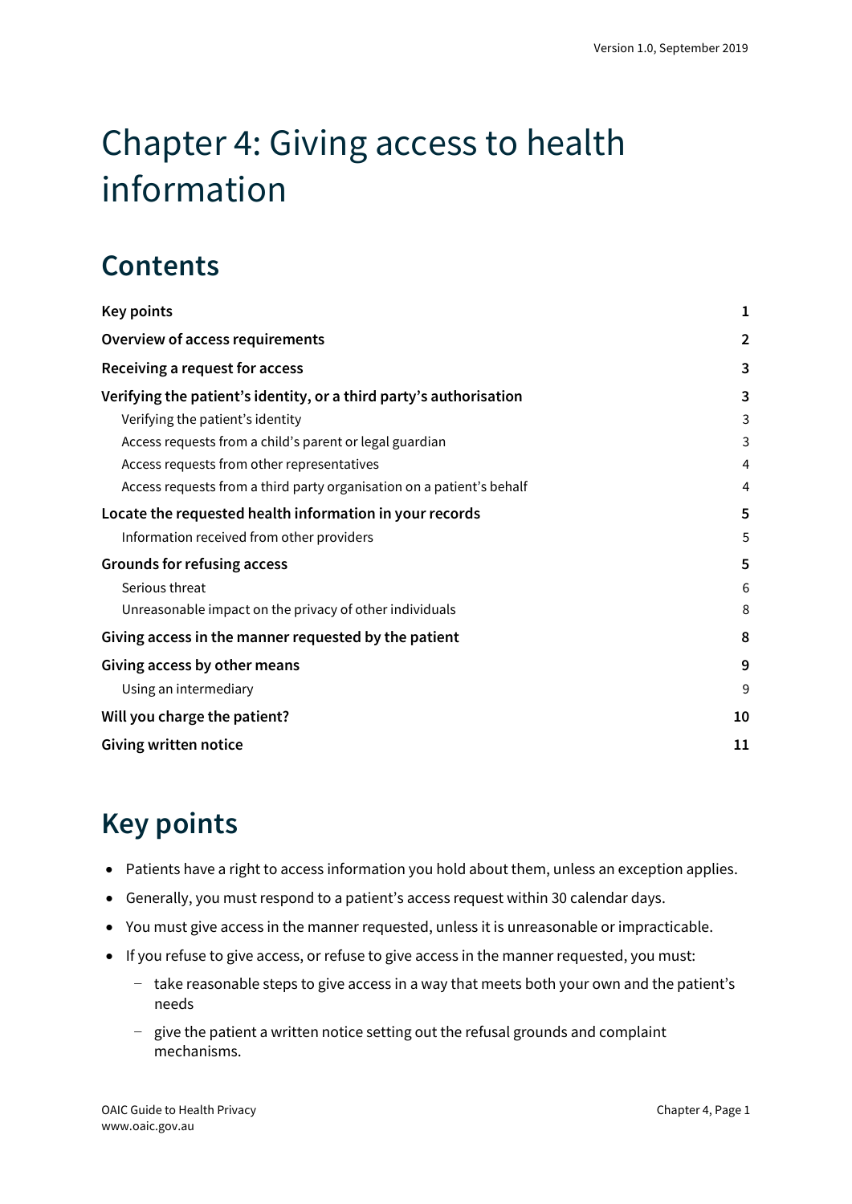# Chapter 4: Giving access to health information

## Contents

| | |
|---|---|
| **Key points** | **1** |
| **Overview of access requirements** | **2** |
| **Receiving a request for access** | **3** |
| **Verifying the patient's identity, or a third party's authorisation** | **3** |
| Verifying the patient's identity | 3 |
| Access requests from a child's parent or legal guardian | 3 |
| Access requests from other representatives | 4 |
| Access requests from a third party organisation on a patient's behalf | 4 |
| **Locate the requested health information in your records** | **5** |
| Information received from other providers | 5 |
| **Grounds for refusing access** | **5** |
| Serious threat | 6 |
| Unreasonable impact on the privacy of other individuals | 8 |
| **Giving access in the manner requested by the patient** | **8** |
| **Giving access by other means** | **9** |
| Using an intermediary | 9 |
| **Will you charge the patient?** | **10** |
| **Giving written notice** | **11** |

## Key points

- Patients have a right to access information you hold about them, unless an exception applies.
- Generally, you must respond to a patient's access request within 30 calendar days.
- You must give access in the manner requested, unless it is unreasonable or impracticable.
- If you refuse to give access, or refuse to give access in the manner requested, you must:
  - take reasonable steps to give access in a way that meets both your own and the patient's needs
  - give the patient a written notice setting out the refusal grounds and complaint mechanisms.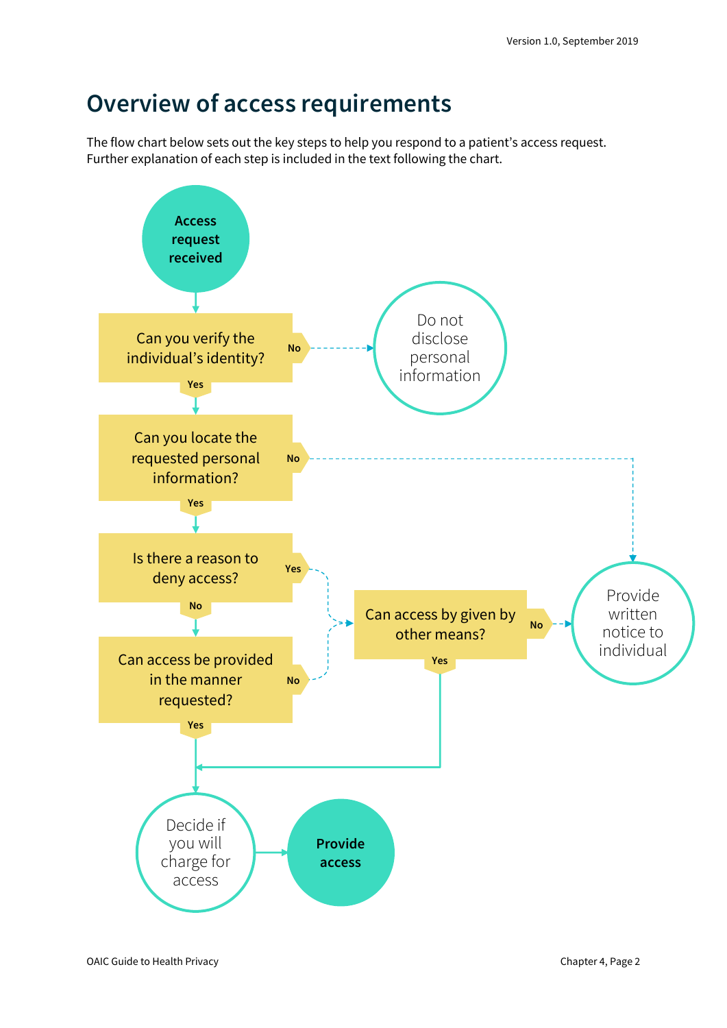# Overview of access requirements

The flow chart below sets out the key steps to help you respond to a patient's access request. Further explanation of each step is included in the text following the chart.

Access request received

Can you verify the individual's identity?

No

Do not disclose personal information

Yes

Can you locate the requested personal information?

No

Yes

Is there a reason to deny access?

Yes

No

Can access by given by other means?

No

Provide written notice to individual

Can access be provided in the manner requested?

No

Yes

Yes

Decide if you will charge for access

Provide access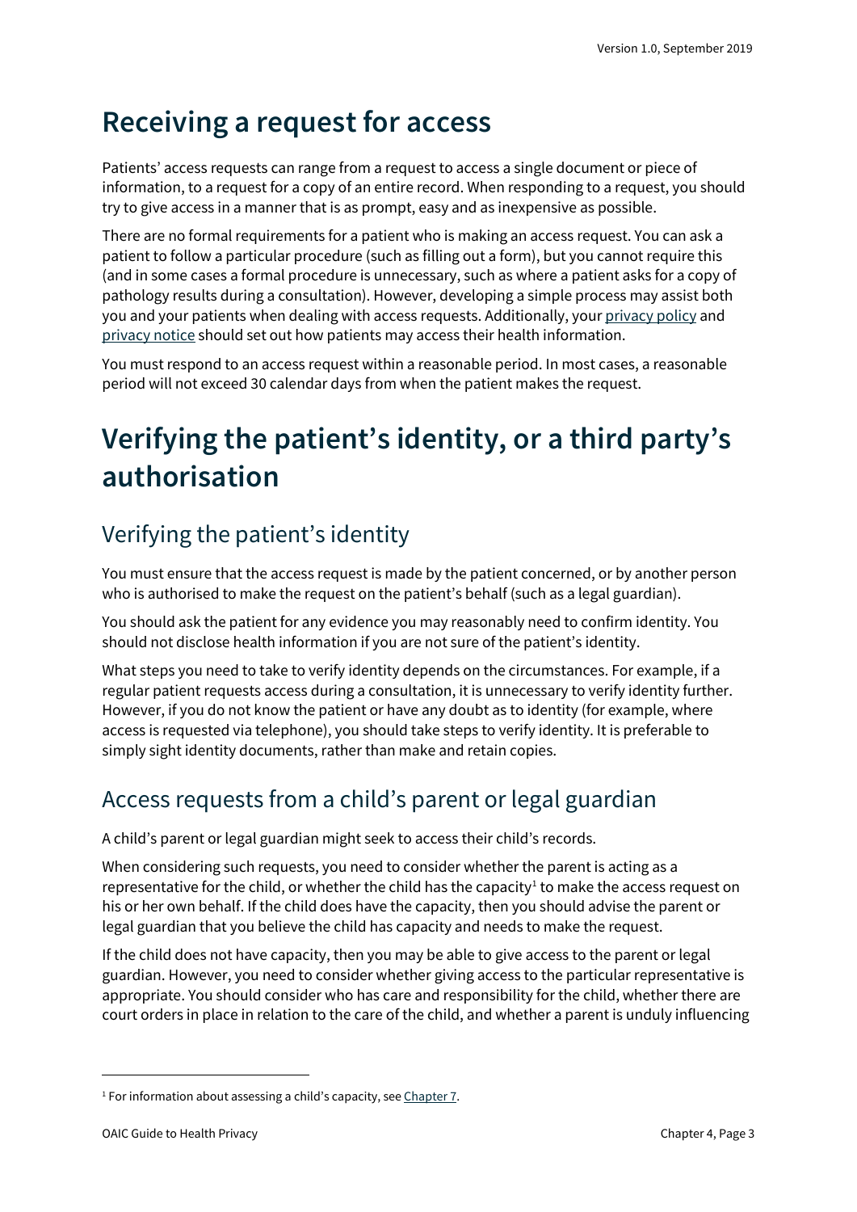# Receiving a request for access

Patients' access requests can range from a request to access a single document or piece of information, to a request for a copy of an entire record. When responding to a request, you should try to give access in a manner that is as prompt, easy and as inexpensive as possible.

There are no formal requirements for a patient who is making an access request. You can ask a patient to follow a particular procedure (such as filling out a form), but you cannot require this (and in some cases a formal procedure is unnecessary, such as where a patient asks for a copy of pathology results during a consultation). However, developing a simple process may assist both you and your patients when dealing with access requests. Additionally, your privacy policy and privacy notice should set out how patients may access their health information.

You must respond to an access request within a reasonable period. In most cases, a reasonable period will not exceed 30 calendar days from when the patient makes the request.

# Verifying the patient's identity, or a third party's authorisation

## Verifying the patient's identity

You must ensure that the access request is made by the patient concerned, or by another person who is authorised to make the request on the patient's behalf (such as a legal guardian).

You should ask the patient for any evidence you may reasonably need to confirm identity. You should not disclose health information if you are not sure of the patient's identity.

What steps you need to take to verify identity depends on the circumstances. For example, if a regular patient requests access during a consultation, it is unnecessary to verify identity further. However, if you do not know the patient or have any doubt as to identity (for example, where access is requested via telephone), you should take steps to verify identity. It is preferable to simply sight identity documents, rather than make and retain copies.

## Access requests from a child's parent or legal guardian

A child's parent or legal guardian might seek to access their child's records.

When considering such requests, you need to consider whether the parent is acting as a representative for the child, or whether the child has the capacity[1] to make the access request on his or her own behalf. If the child does have the capacity, then you should advise the parent or legal guardian that you believe the child has capacity and needs to make the request.

If the child does not have capacity, then you may be able to give access to the parent or legal guardian. However, you need to consider whether giving access to the particular representative is appropriate. You should consider who has care and responsibility for the child, whether there are court orders in place in relation to the care of the child, and whether a parent is unduly influencing

[1] For information about assessing a child's capacity, see Chapter 7.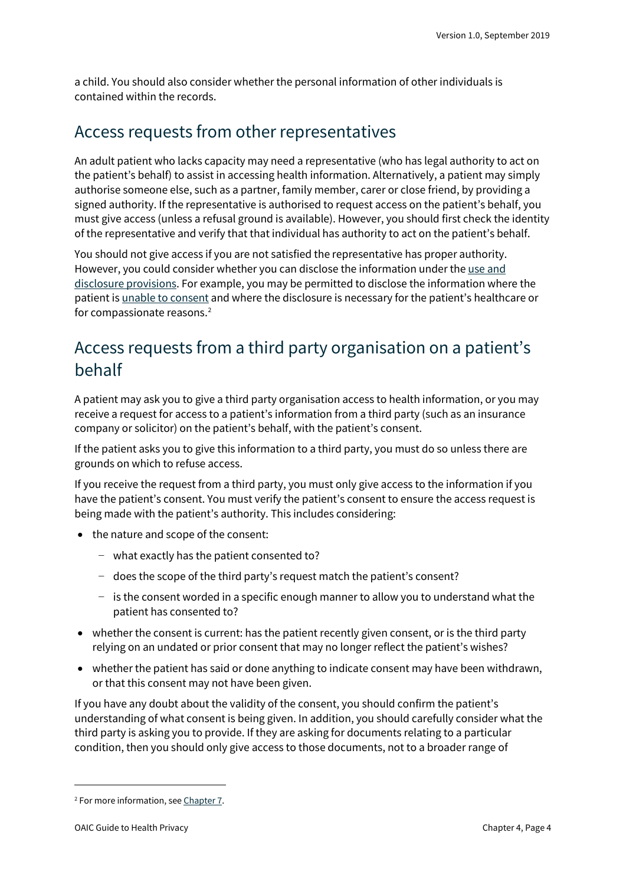a child. You should also consider whether the personal information of other individuals is contained within the records.

## Access requests from other representatives

An adult patient who lacks capacity may need a representative (who has legal authority to act on the patient's behalf) to assist in accessing health information. Alternatively, a patient may simply authorise someone else, such as a partner, family member, carer or close friend, by providing a signed authority. If the representative is authorised to request access on the patient's behalf, you must give access (unless a refusal ground is available). However, you should first check the identity of the representative and verify that that individual has authority to act on the patient's behalf.

You should not give access if you are not satisfied the representative has proper authority. However, you could consider whether you can disclose the information under the use and disclosure provisions. For example, you may be permitted to disclose the information where the patient is unable to consent and where the disclosure is necessary for the patient's healthcare or for compassionate reasons.[2]

## Access requests from a third party organisation on a patient's behalf

A patient may ask you to give a third party organisation access to health information, or you may receive a request for access to a patient's information from a third party (such as an insurance company or solicitor) on the patient's behalf, with the patient's consent.

If the patient asks you to give this information to a third party, you must do so unless there are grounds on which to refuse access.

If you receive the request from a third party, you must only give access to the information if you have the patient's consent. You must verify the patient's consent to ensure the access request is being made with the patient's authority. This includes considering:

- the nature and scope of the consent:
  - what exactly has the patient consented to?
  - does the scope of the third party's request match the patient's consent?
  - is the consent worded in a specific enough manner to allow you to understand what the patient has consented to?
- whether the consent is current: has the patient recently given consent, or is the third party relying on an undated or prior consent that may no longer reflect the patient's wishes?
- whether the patient has said or done anything to indicate consent may have been withdrawn, or that this consent may not have been given.

If you have any doubt about the validity of the consent, you should confirm the patient's understanding of what consent is being given. In addition, you should carefully consider what the third party is asking you to provide. If they are asking for documents relating to a particular condition, then you should only give access to those documents, not to a broader range of

[2] For more information, see Chapter 7.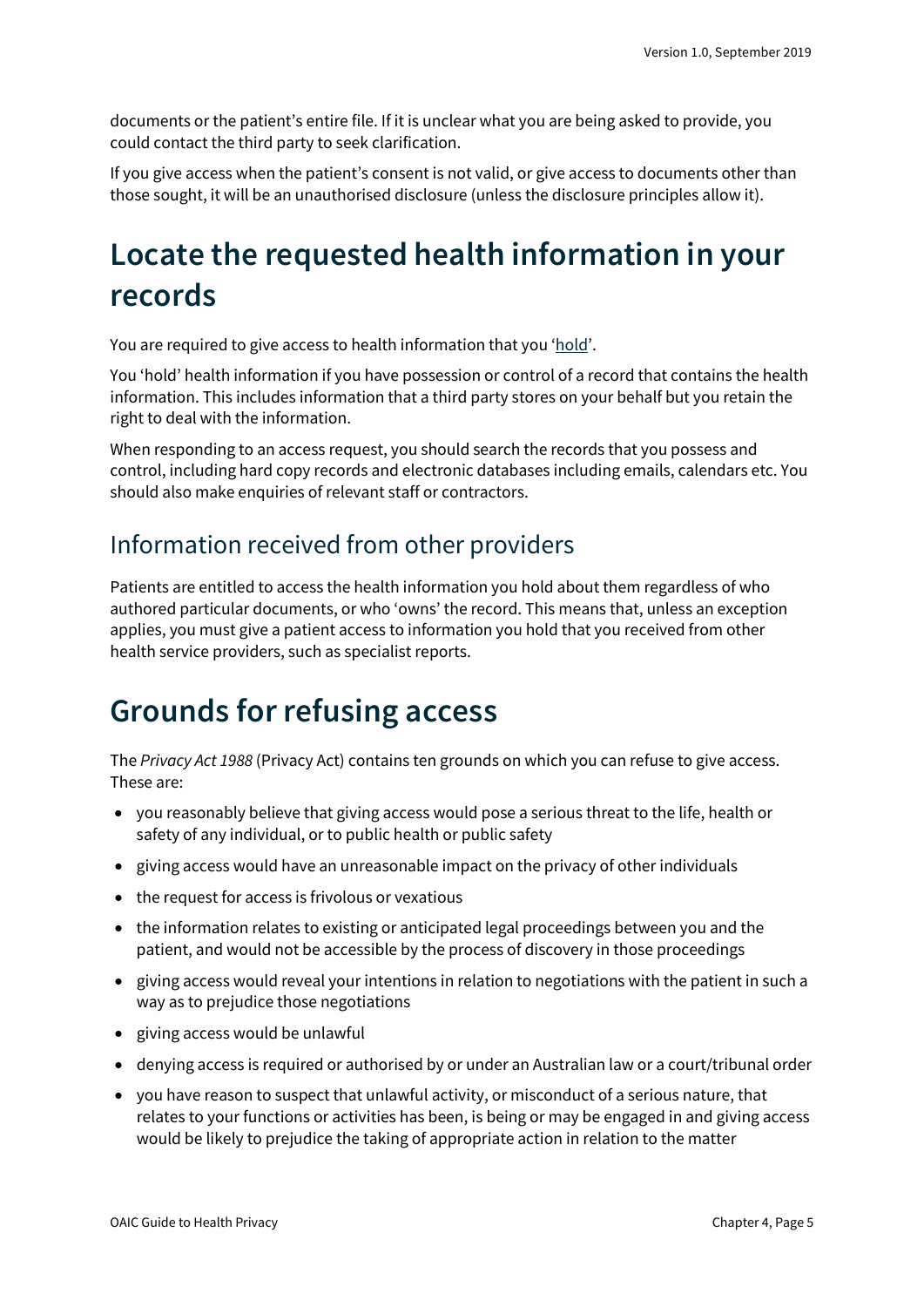documents or the patient's entire file. If it is unclear what you are being asked to provide, you could contact the third party to seek clarification.

If you give access when the patient's consent is not valid, or give access to documents other than those sought, it will be an unauthorised disclosure (unless the disclosure principles allow it).

# Locate the requested health information in your records

You are required to give access to health information that you 'hold'.

You 'hold' health information if you have possession or control of a record that contains the health information. This includes information that a third party stores on your behalf but you retain the right to deal with the information.

When responding to an access request, you should search the records that you possess and control, including hard copy records and electronic databases including emails, calendars etc. You should also make enquiries of relevant staff or contractors.

## Information received from other providers

Patients are entitled to access the health information you hold about them regardless of who authored particular documents, or who 'owns' the record. This means that, unless an exception applies, you must give a patient access to information you hold that you received from other health service providers, such as specialist reports.

# Grounds for refusing access

The *Privacy Act 1988* (Privacy Act) contains ten grounds on which you can refuse to give access. These are:

- you reasonably believe that giving access would pose a serious threat to the life, health or safety of any individual, or to public health or public safety
- giving access would have an unreasonable impact on the privacy of other individuals
- the request for access is frivolous or vexatious
- the information relates to existing or anticipated legal proceedings between you and the patient, and would not be accessible by the process of discovery in those proceedings
- giving access would reveal your intentions in relation to negotiations with the patient in such a way as to prejudice those negotiations
- giving access would be unlawful
- denying access is required or authorised by or under an Australian law or a court/tribunal order
- you have reason to suspect that unlawful activity, or misconduct of a serious nature, that relates to your functions or activities has been, is being or may be engaged in and giving access would be likely to prejudice the taking of appropriate action in relation to the matter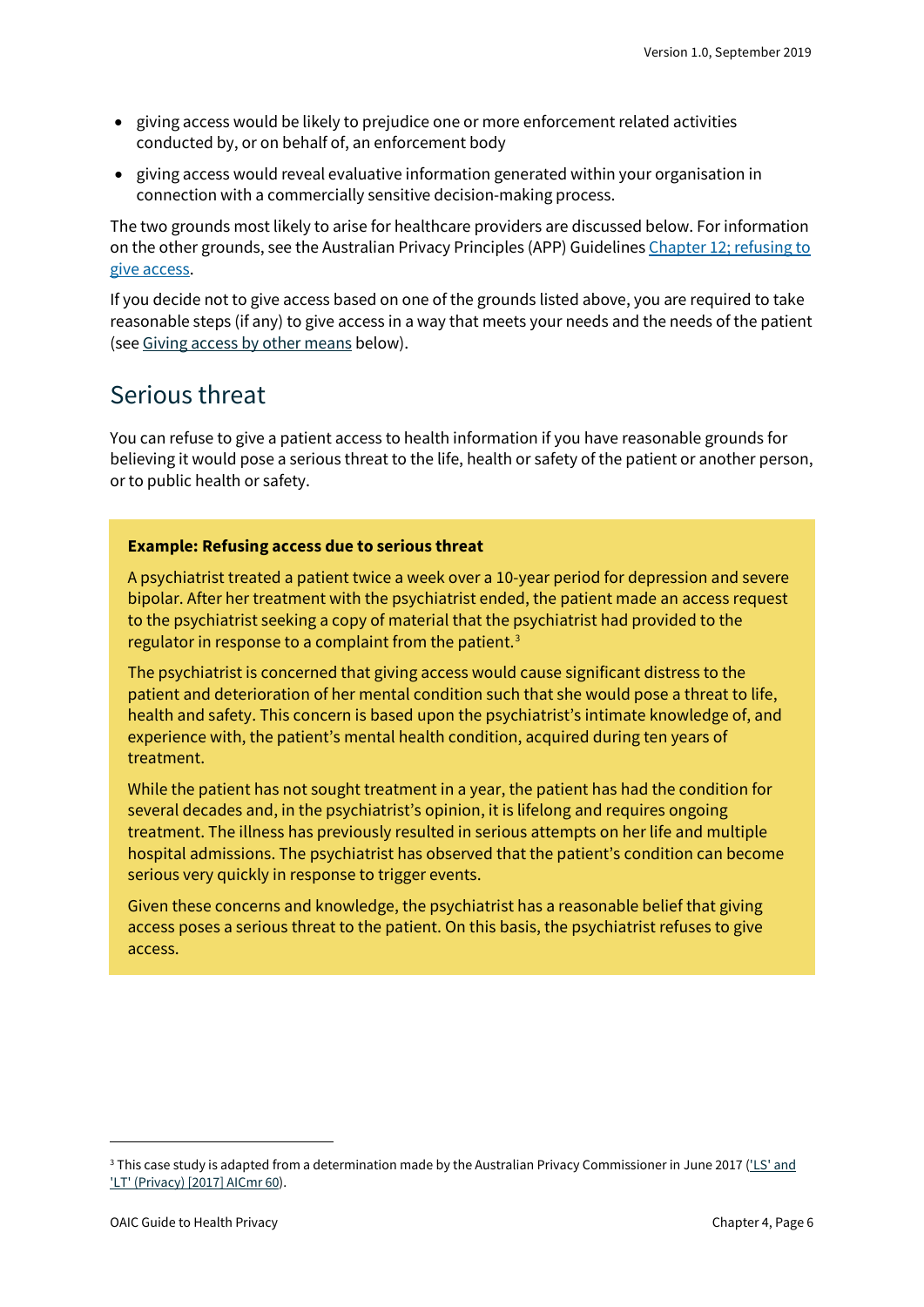- giving access would be likely to prejudice one or more enforcement related activities conducted by, or on behalf of, an enforcement body
- giving access would reveal evaluative information generated within your organisation in connection with a commercially sensitive decision-making process.

The two grounds most likely to arise for healthcare providers are discussed below. For information on the other grounds, see the Australian Privacy Principles (APP) Guidelines Chapter 12; refusing to give access.

If you decide not to give access based on one of the grounds listed above, you are required to take reasonable steps (if any) to give access in a way that meets your needs and the needs of the patient (see Giving access by other means below).

## Serious threat

You can refuse to give a patient access to health information if you have reasonable grounds for believing it would pose a serious threat to the life, health or safety of the patient or another person, or to public health or safety.

> **Example: Refusing access due to serious threat**
>
> A psychiatrist treated a patient twice a week over a 10-year period for depression and severe bipolar. After her treatment with the psychiatrist ended, the patient made an access request to the psychiatrist seeking a copy of material that the psychiatrist had provided to the regulator in response to a complaint from the patient.[3]
>
> The psychiatrist is concerned that giving access would cause significant distress to the patient and deterioration of her mental condition such that she would pose a threat to life, health and safety. This concern is based upon the psychiatrist's intimate knowledge of, and experience with, the patient's mental health condition, acquired during ten years of treatment.
>
> While the patient has not sought treatment in a year, the patient has had the condition for several decades and, in the psychiatrist's opinion, it is lifelong and requires ongoing treatment. The illness has previously resulted in serious attempts on her life and multiple hospital admissions. The psychiatrist has observed that the patient's condition can become serious very quickly in response to trigger events.
>
> Given these concerns and knowledge, the psychiatrist has a reasonable belief that giving access poses a serious threat to the patient. On this basis, the psychiatrist refuses to give access.

---

[3] This case study is adapted from a determination made by the Australian Privacy Commissioner in June 2017 ('LS' and 'LT' (Privacy) [2017] AICmr 60).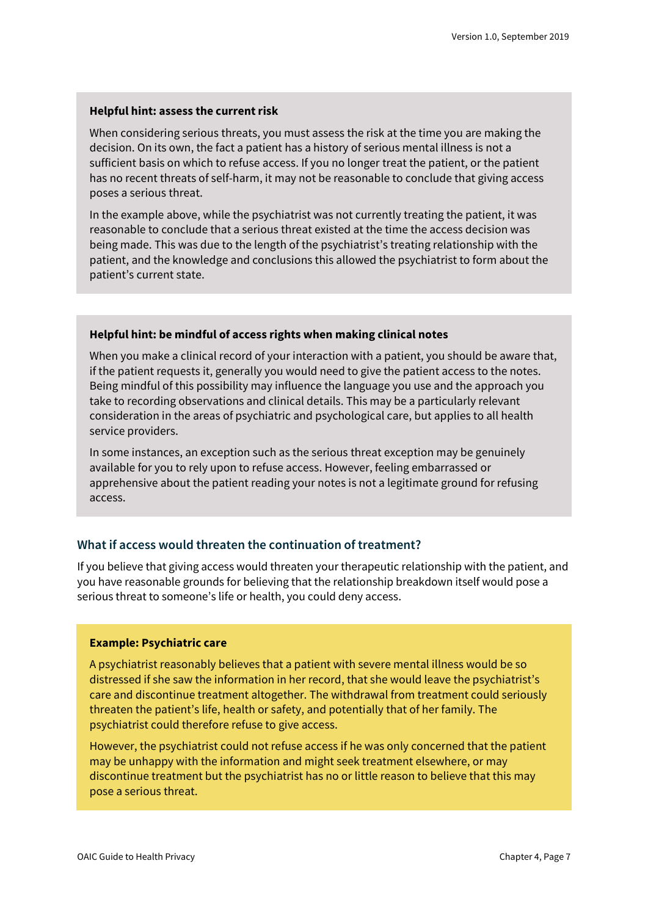**Helpful hint: assess the current risk**

When considering serious threats, you must assess the risk at the time you are making the decision. On its own, the fact a patient has a history of serious mental illness is not a sufficient basis on which to refuse access. If you no longer treat the patient, or the patient has no recent threats of self-harm, it may not be reasonable to conclude that giving access poses a serious threat.

In the example above, while the psychiatrist was not currently treating the patient, it was reasonable to conclude that a serious threat existed at the time the access decision was being made. This was due to the length of the psychiatrist's treating relationship with the patient, and the knowledge and conclusions this allowed the psychiatrist to form about the patient's current state.

**Helpful hint: be mindful of access rights when making clinical notes**

When you make a clinical record of your interaction with a patient, you should be aware that, if the patient requests it, generally you would need to give the patient access to the notes. Being mindful of this possibility may influence the language you use and the approach you take to recording observations and clinical details. This may be a particularly relevant consideration in the areas of psychiatric and psychological care, but applies to all health service providers.

In some instances, an exception such as the serious threat exception may be genuinely available for you to rely upon to refuse access. However, feeling embarrassed or apprehensive about the patient reading your notes is not a legitimate ground for refusing access.

### What if access would threaten the continuation of treatment?

If you believe that giving access would threaten your therapeutic relationship with the patient, and you have reasonable grounds for believing that the relationship breakdown itself would pose a serious threat to someone's life or health, you could deny access.

**Example: Psychiatric care**

A psychiatrist reasonably believes that a patient with severe mental illness would be so distressed if she saw the information in her record, that she would leave the psychiatrist's care and discontinue treatment altogether. The withdrawal from treatment could seriously threaten the patient's life, health or safety, and potentially that of her family. The psychiatrist could therefore refuse to give access.

However, the psychiatrist could not refuse access if he was only concerned that the patient may be unhappy with the information and might seek treatment elsewhere, or may discontinue treatment but the psychiatrist has no or little reason to believe that this may pose a serious threat.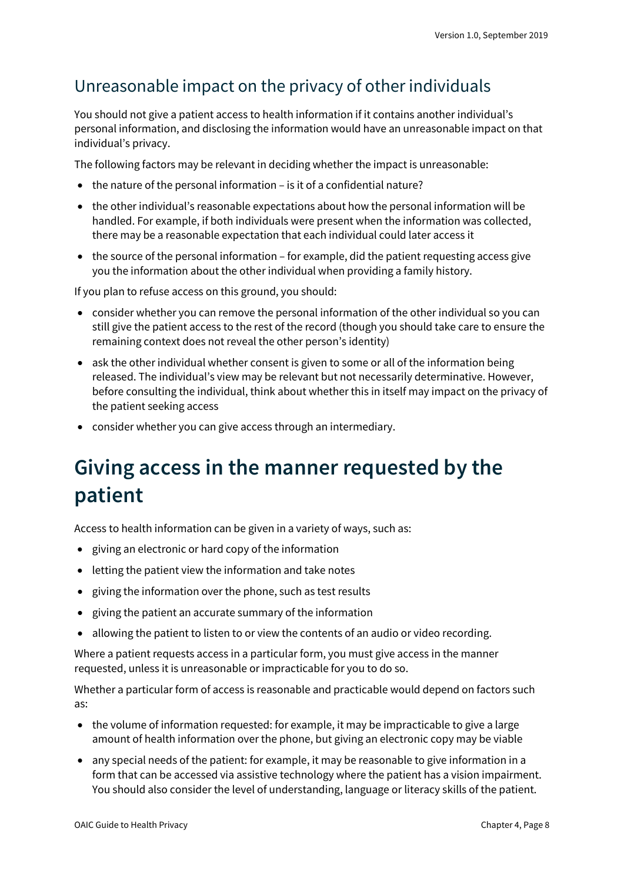## Unreasonable impact on the privacy of other individuals

You should not give a patient access to health information if it contains another individual's personal information, and disclosing the information would have an unreasonable impact on that individual's privacy.

The following factors may be relevant in deciding whether the impact is unreasonable:

- the nature of the personal information – is it of a confidential nature?
- the other individual's reasonable expectations about how the personal information will be handled. For example, if both individuals were present when the information was collected, there may be a reasonable expectation that each individual could later access it
- the source of the personal information – for example, did the patient requesting access give you the information about the other individual when providing a family history.

If you plan to refuse access on this ground, you should:

- consider whether you can remove the personal information of the other individual so you can still give the patient access to the rest of the record (though you should take care to ensure the remaining context does not reveal the other person's identity)
- ask the other individual whether consent is given to some or all of the information being released. The individual's view may be relevant but not necessarily determinative. However, before consulting the individual, think about whether this in itself may impact on the privacy of the patient seeking access
- consider whether you can give access through an intermediary.

# Giving access in the manner requested by the patient

Access to health information can be given in a variety of ways, such as:

- giving an electronic or hard copy of the information
- letting the patient view the information and take notes
- giving the information over the phone, such as test results
- giving the patient an accurate summary of the information
- allowing the patient to listen to or view the contents of an audio or video recording.

Where a patient requests access in a particular form, you must give access in the manner requested, unless it is unreasonable or impracticable for you to do so.

Whether a particular form of access is reasonable and practicable would depend on factors such as:

- the volume of information requested: for example, it may be impracticable to give a large amount of health information over the phone, but giving an electronic copy may be viable
- any special needs of the patient: for example, it may be reasonable to give information in a form that can be accessed via assistive technology where the patient has a vision impairment. You should also consider the level of understanding, language or literacy skills of the patient.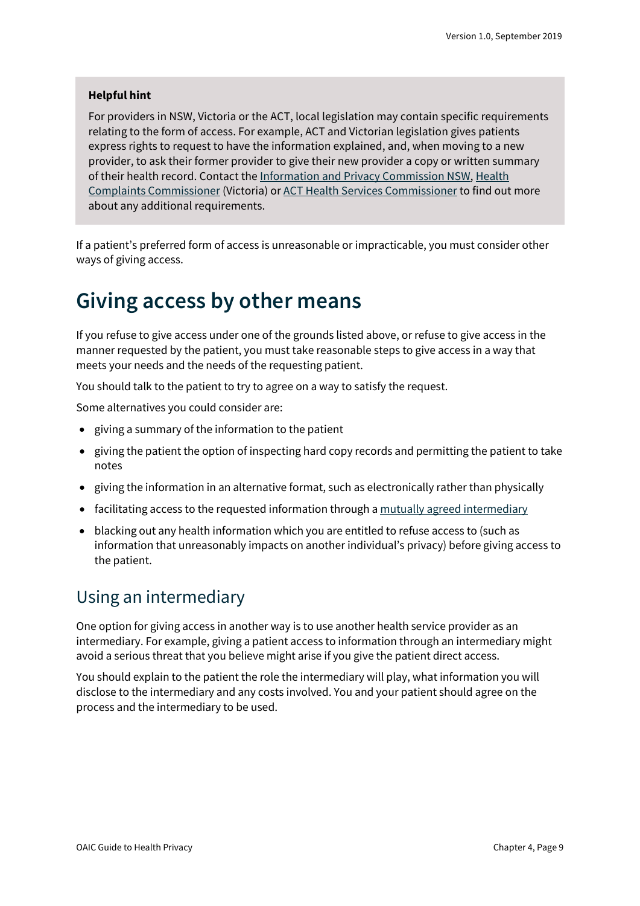**Helpful hint**

For providers in NSW, Victoria or the ACT, local legislation may contain specific requirements relating to the form of access. For example, ACT and Victorian legislation gives patients express rights to request to have the information explained, and, when moving to a new provider, to ask their former provider to give their new provider a copy or written summary of their health record. Contact the Information and Privacy Commission NSW, Health Complaints Commissioner (Victoria) or ACT Health Services Commissioner to find out more about any additional requirements.

If a patient's preferred form of access is unreasonable or impracticable, you must consider other ways of giving access.

# Giving access by other means

If you refuse to give access under one of the grounds listed above, or refuse to give access in the manner requested by the patient, you must take reasonable steps to give access in a way that meets your needs and the needs of the requesting patient.

You should talk to the patient to try to agree on a way to satisfy the request.

Some alternatives you could consider are:

- giving a summary of the information to the patient
- giving the patient the option of inspecting hard copy records and permitting the patient to take notes
- giving the information in an alternative format, such as electronically rather than physically
- facilitating access to the requested information through a mutually agreed intermediary
- blacking out any health information which you are entitled to refuse access to (such as information that unreasonably impacts on another individual's privacy) before giving access to the patient.

## Using an intermediary

One option for giving access in another way is to use another health service provider as an intermediary. For example, giving a patient access to information through an intermediary might avoid a serious threat that you believe might arise if you give the patient direct access.

You should explain to the patient the role the intermediary will play, what information you will disclose to the intermediary and any costs involved. You and your patient should agree on the process and the intermediary to be used.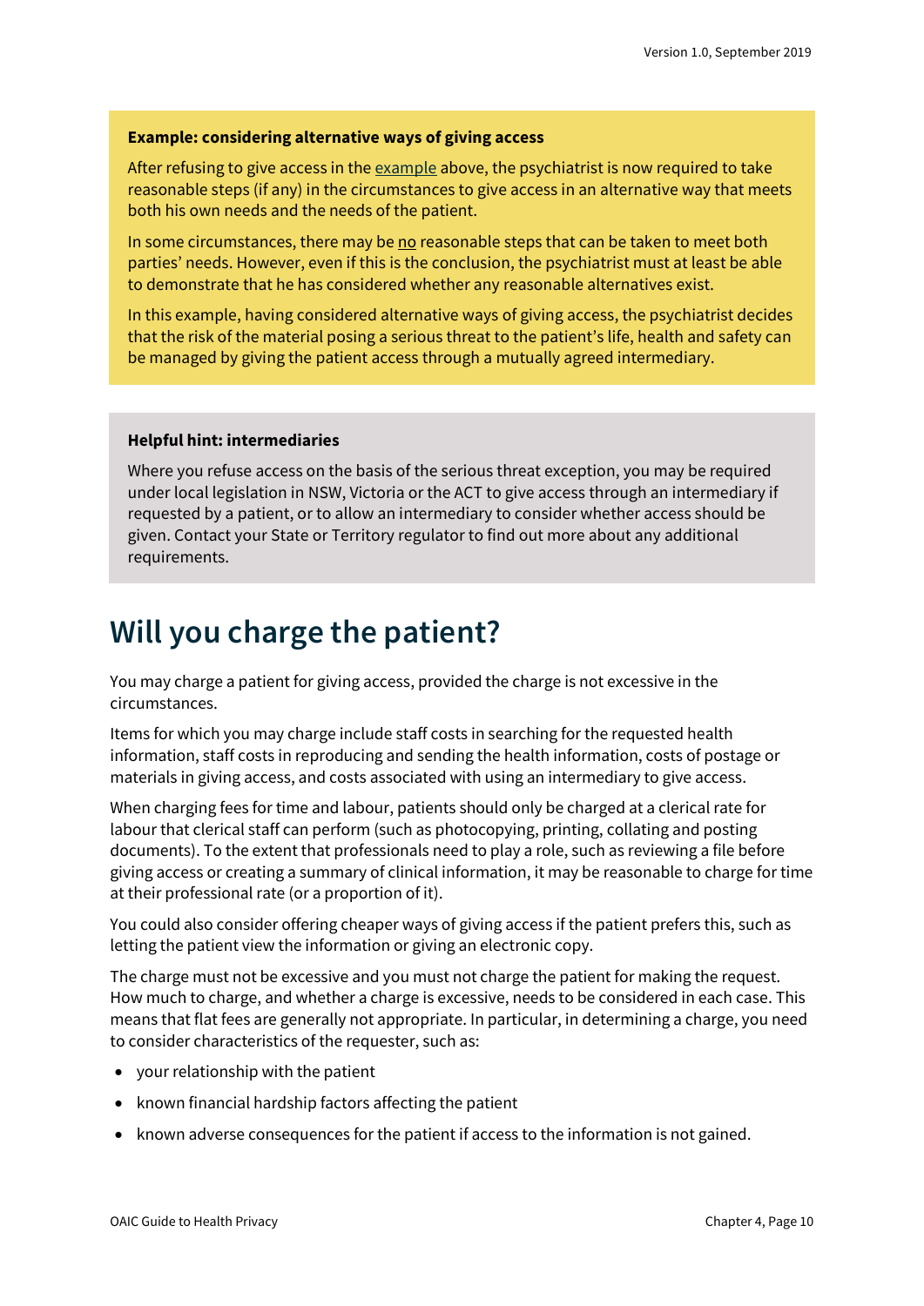**Example: considering alternative ways of giving access**

After refusing to give access in the example above, the psychiatrist is now required to take reasonable steps (if any) in the circumstances to give access in an alternative way that meets both his own needs and the needs of the patient.

In some circumstances, there may be no reasonable steps that can be taken to meet both parties' needs. However, even if this is the conclusion, the psychiatrist must at least be able to demonstrate that he has considered whether any reasonable alternatives exist.

In this example, having considered alternative ways of giving access, the psychiatrist decides that the risk of the material posing a serious threat to the patient's life, health and safety can be managed by giving the patient access through a mutually agreed intermediary.

**Helpful hint: intermediaries**

Where you refuse access on the basis of the serious threat exception, you may be required under local legislation in NSW, Victoria or the ACT to give access through an intermediary if requested by a patient, or to allow an intermediary to consider whether access should be given. Contact your State or Territory regulator to find out more about any additional requirements.

# Will you charge the patient?

You may charge a patient for giving access, provided the charge is not excessive in the circumstances.

Items for which you may charge include staff costs in searching for the requested health information, staff costs in reproducing and sending the health information, costs of postage or materials in giving access, and costs associated with using an intermediary to give access.

When charging fees for time and labour, patients should only be charged at a clerical rate for labour that clerical staff can perform (such as photocopying, printing, collating and posting documents). To the extent that professionals need to play a role, such as reviewing a file before giving access or creating a summary of clinical information, it may be reasonable to charge for time at their professional rate (or a proportion of it).

You could also consider offering cheaper ways of giving access if the patient prefers this, such as letting the patient view the information or giving an electronic copy.

The charge must not be excessive and you must not charge the patient for making the request. How much to charge, and whether a charge is excessive, needs to be considered in each case. This means that flat fees are generally not appropriate. In particular, in determining a charge, you need to consider characteristics of the requester, such as:

- your relationship with the patient
- known financial hardship factors affecting the patient
- known adverse consequences for the patient if access to the information is not gained.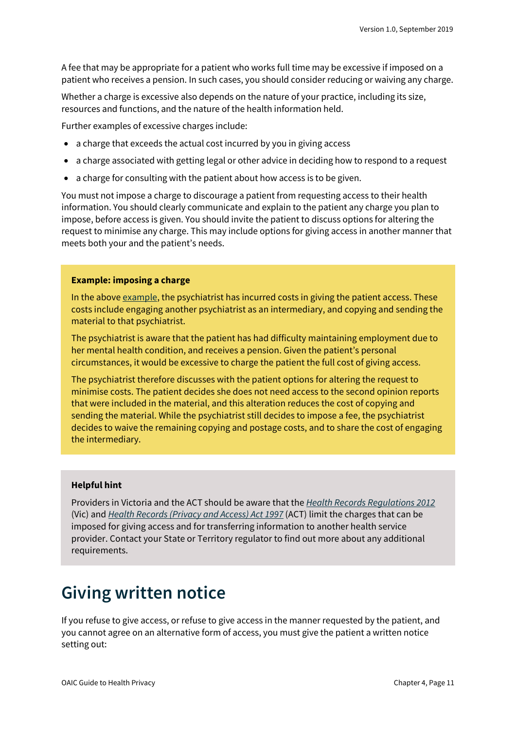A fee that may be appropriate for a patient who works full time may be excessive if imposed on a patient who receives a pension. In such cases, you should consider reducing or waiving any charge.

Whether a charge is excessive also depends on the nature of your practice, including its size, resources and functions, and the nature of the health information held.

Further examples of excessive charges include:

- a charge that exceeds the actual cost incurred by you in giving access
- a charge associated with getting legal or other advice in deciding how to respond to a request
- a charge for consulting with the patient about how access is to be given.

You must not impose a charge to discourage a patient from requesting access to their health information. You should clearly communicate and explain to the patient any charge you plan to impose, before access is given. You should invite the patient to discuss options for altering the request to minimise any charge. This may include options for giving access in another manner that meets both your and the patient's needs.

**Example: imposing a charge**

In the above example, the psychiatrist has incurred costs in giving the patient access. These costs include engaging another psychiatrist as an intermediary, and copying and sending the material to that psychiatrist.

The psychiatrist is aware that the patient has had difficulty maintaining employment due to her mental health condition, and receives a pension. Given the patient's personal circumstances, it would be excessive to charge the patient the full cost of giving access.

The psychiatrist therefore discusses with the patient options for altering the request to minimise costs. The patient decides she does not need access to the second opinion reports that were included in the material, and this alteration reduces the cost of copying and sending the material. While the psychiatrist still decides to impose a fee, the psychiatrist decides to waive the remaining copying and postage costs, and to share the cost of engaging the intermediary.

**Helpful hint**

Providers in Victoria and the ACT should be aware that the *Health Records Regulations 2012* (Vic) and *Health Records (Privacy and Access) Act 1997* (ACT) limit the charges that can be imposed for giving access and for transferring information to another health service provider. Contact your State or Territory regulator to find out more about any additional requirements.

# Giving written notice

If you refuse to give access, or refuse to give access in the manner requested by the patient, and you cannot agree on an alternative form of access, you must give the patient a written notice setting out: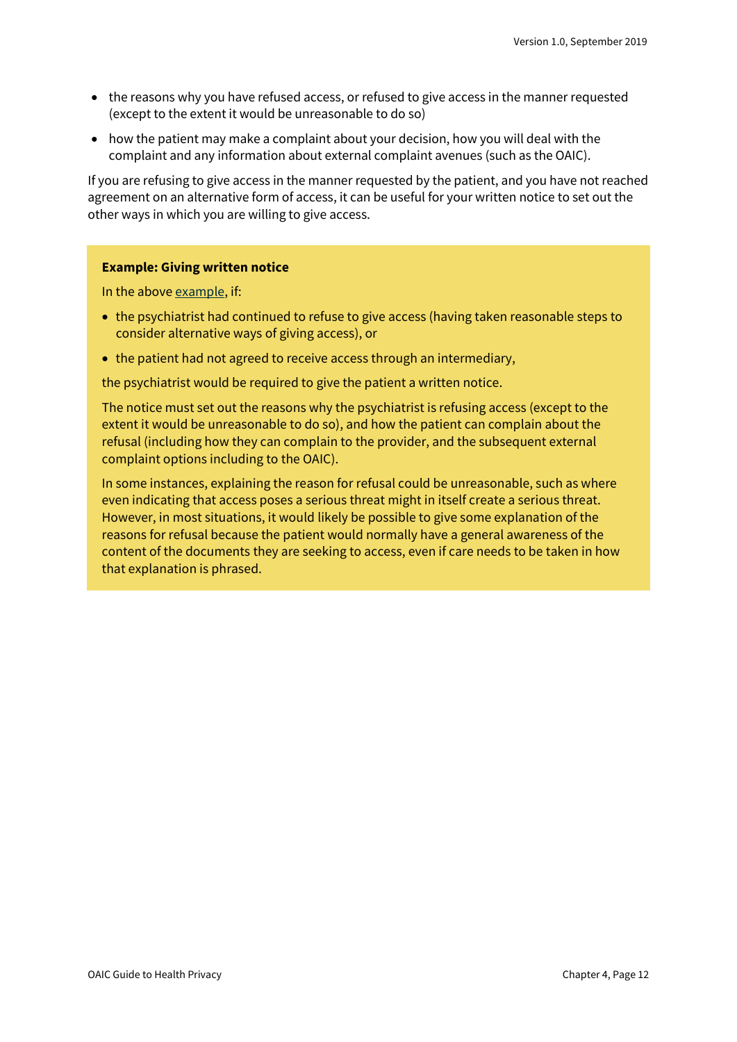- the reasons why you have refused access, or refused to give access in the manner requested (except to the extent it would be unreasonable to do so)
- how the patient may make a complaint about your decision, how you will deal with the complaint and any information about external complaint avenues (such as the OAIC).

If you are refusing to give access in the manner requested by the patient, and you have not reached agreement on an alternative form of access, it can be useful for your written notice to set out the other ways in which you are willing to give access.

**Example: Giving written notice**

In the above example, if:

- the psychiatrist had continued to refuse to give access (having taken reasonable steps to consider alternative ways of giving access), or
- the patient had not agreed to receive access through an intermediary,

the psychiatrist would be required to give the patient a written notice.

The notice must set out the reasons why the psychiatrist is refusing access (except to the extent it would be unreasonable to do so), and how the patient can complain about the refusal (including how they can complain to the provider, and the subsequent external complaint options including to the OAIC).

In some instances, explaining the reason for refusal could be unreasonable, such as where even indicating that access poses a serious threat might in itself create a serious threat. However, in most situations, it would likely be possible to give some explanation of the reasons for refusal because the patient would normally have a general awareness of the content of the documents they are seeking to access, even if care needs to be taken in how that explanation is phrased.